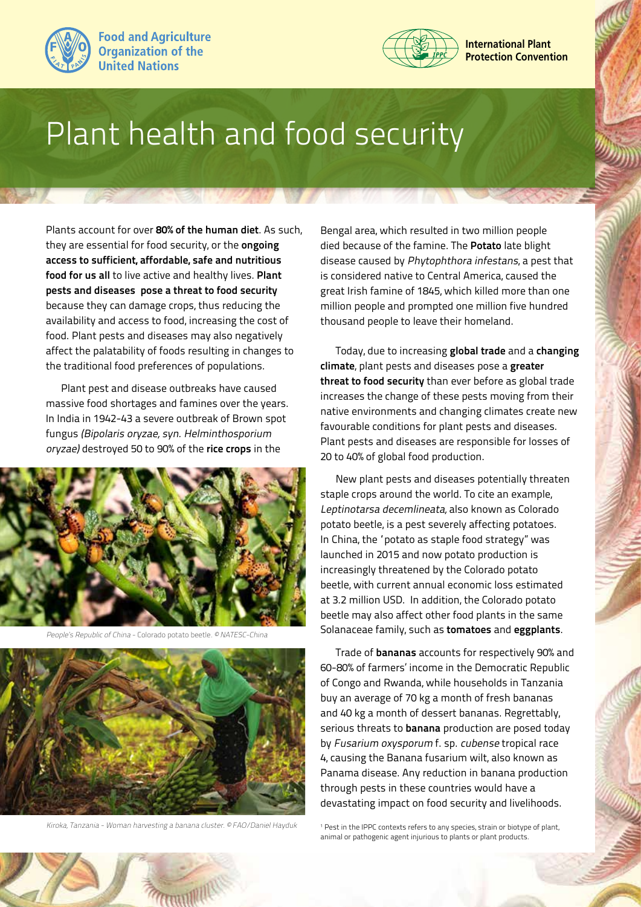Food and Agriculture Organization of the United Nations

International Plant Protection Convention

# Plant health and food security

Plants account for over **80% of the human diet**. As such, they are essential for food security, or the **ongoing access to sufficient, affordable, safe and nutritious food for us all** to live active and healthy lives. **Plant pests and diseases pose a threat to food security** because they can damage crops, thus reducing the availability and access to food, increasing the cost of food. Plant pests and diseases may also negatively affect the palatability of foods resulting in changes to the traditional food preferences of populations.

Plant pest and disease outbreaks have caused massive food shortages and famines over the years. In India in 1942-43 a severe outbreak of Brown spot fungus *(Bipolaris oryzae, syn. Helminthosporium oryzae)* destroyed 50 to 90% of the **rice crops** in the Bengal area, which resulted in two million people died because of the famine. The **Potato** late blight disease caused by *Phytophthora infestans*, a pest that is considered native to Central America, caused the great Irish famine of 1845, which killed more than one million people and prompted one million five hundred thousand people to leave their homeland.

*People's Republic of China* - Colorado potato beetle. *© NATESC-China*

*Kiroka, Tanzania - Woman harvesting a banana cluster. © FAO/Daniel Hayduk*

Today, due to increasing **global trade** and a **changing climate**, plant pests and diseases pose a **greater threat to food security** than ever before as global trade increases the change of these pests moving from their native environments and changing climates create new favourable conditions for plant pests and diseases. Plant pests and diseases are responsible for losses of 20 to 40% of global food production.

New plant pests and diseases potentially threaten staple crops around the world. To cite an example, *Leptinotarsa decemlineata,* also known as Colorado potato beetle, is a pest severely affecting potatoes. In China, the 'potato as staple food strategy" was launched in 2015 and now potato production is increasingly threatened by the Colorado potato beetle, with current annual economic loss estimated at 3.2 million USD. In addition, the Colorado potato beetle may also affect other food plants in the same Solanaceae family, such as **tomatoes** and **eggplants**.

Trade of **bananas** accounts for respectively 90% and 60-80% of farmers' income in the Democratic Republic of Congo and Rwanda, while households in Tanzania buy an average of 70 kg a month of fresh bananas and 40 kg a month of dessert bananas. Regrettably, serious threats to **banana** production are posed today by *Fusarium oxysporum* f. sp. *cubense* tropical race 4, causing the Banana fusarium wilt, also known as Panama disease. Any reduction in banana production through pests in these countries would have a devastating impact on food security and livelihoods.

[1] Pest in the IPPC contexts refers to any species, strain or biotype of plant, animal or pathogenic agent injurious to plants or plant products.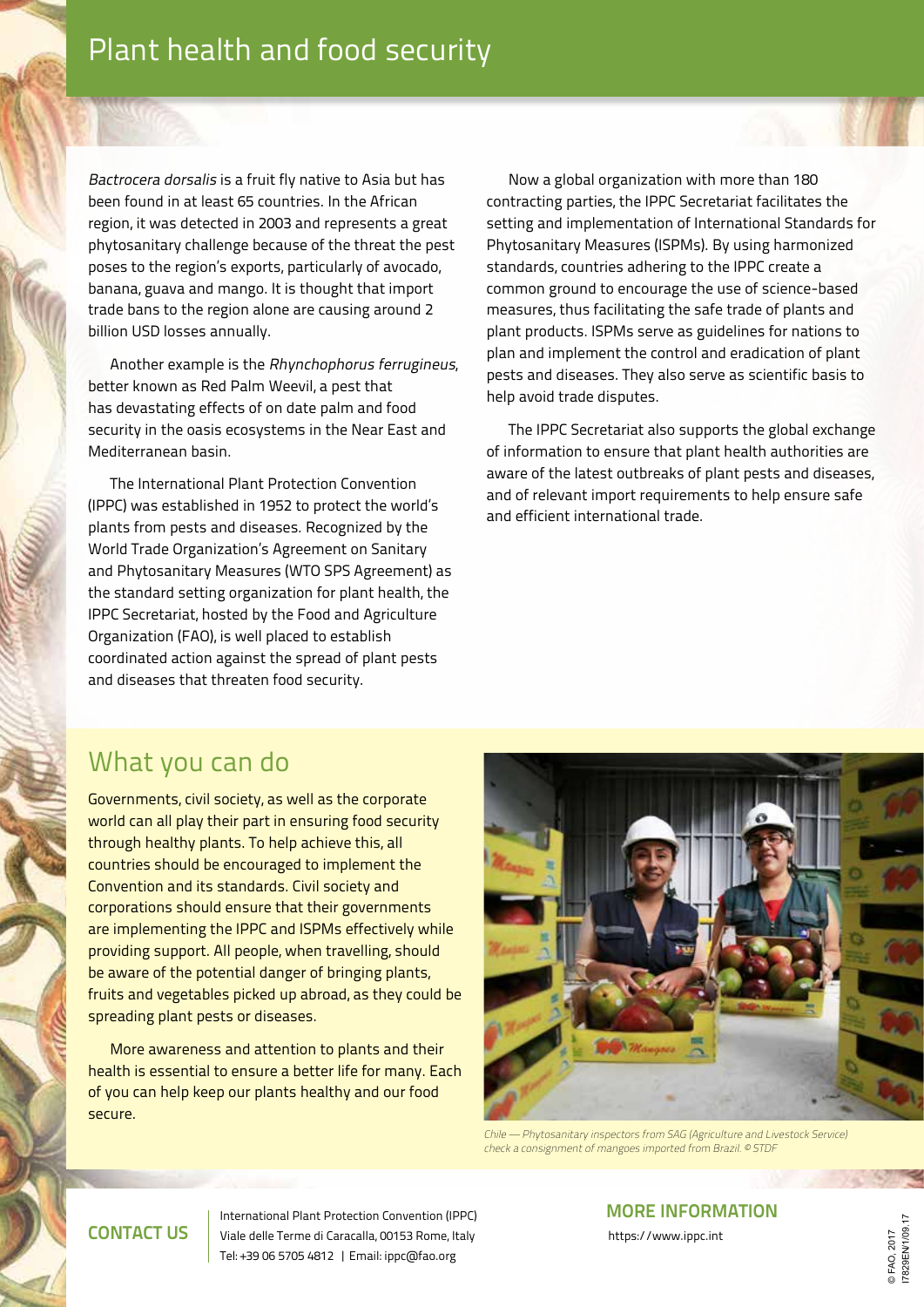# Plant health and food security

*Bactrocera dorsalis* is a fruit fly native to Asia but has been found in at least 65 countries. In the African region, it was detected in 2003 and represents a great phytosanitary challenge because of the threat the pest poses to the region's exports, particularly of avocado, banana, guava and mango. It is thought that import trade bans to the region alone are causing around 2 billion USD losses annually.

Another example is the *Rhynchophorus ferrugineus*, better known as Red Palm Weevil, a pest that has devastating effects of on date palm and food security in the oasis ecosystems in the Near East and Mediterranean basin.

The International Plant Protection Convention (IPPC) was established in 1952 to protect the world's plants from pests and diseases. Recognized by the World Trade Organization's Agreement on Sanitary and Phytosanitary Measures (WTO SPS Agreement) as the standard setting organization for plant health, the IPPC Secretariat, hosted by the Food and Agriculture Organization (FAO), is well placed to establish coordinated action against the spread of plant pests and diseases that threaten food security.

Now a global organization with more than 180 contracting parties, the IPPC Secretariat facilitates the setting and implementation of International Standards for Phytosanitary Measures (ISPMs). By using harmonized standards, countries adhering to the IPPC create a common ground to encourage the use of science-based measures, thus facilitating the safe trade of plants and plant products. ISPMs serve as guidelines for nations to plan and implement the control and eradication of plant pests and diseases. They also serve as scientific basis to help avoid trade disputes.

The IPPC Secretariat also supports the global exchange of information to ensure that plant health authorities are aware of the latest outbreaks of plant pests and diseases, and of relevant import requirements to help ensure safe and efficient international trade.

## What you can do

Governments, civil society, as well as the corporate world can all play their part in ensuring food security through healthy plants. To help achieve this, all countries should be encouraged to implement the Convention and its standards. Civil society and corporations should ensure that their governments are implementing the IPPC and ISPMs effectively while providing support. All people, when travelling, should be aware of the potential danger of bringing plants, fruits and vegetables picked up abroad, as they could be spreading plant pests or diseases.

More awareness and attention to plants and their health is essential to ensure a better life for many. Each of you can help keep our plants healthy and our food secure.

*Chile — Phytosanitary inspectors from SAG (Agriculture and Livestock Service) check a consignment of mangoes imported from Brazil. © STDF*

**CONTACT US**

International Plant Protection Convention (IPPC)
Viale delle Terme di Caracalla, 00153 Rome, Italy
Tel: +39 06 5705 4812 | Email: ippc@fao.org

**MORE INFORMATION**

https://www.ippc.int

© FAO, 2017
I7829EN/1/09.17